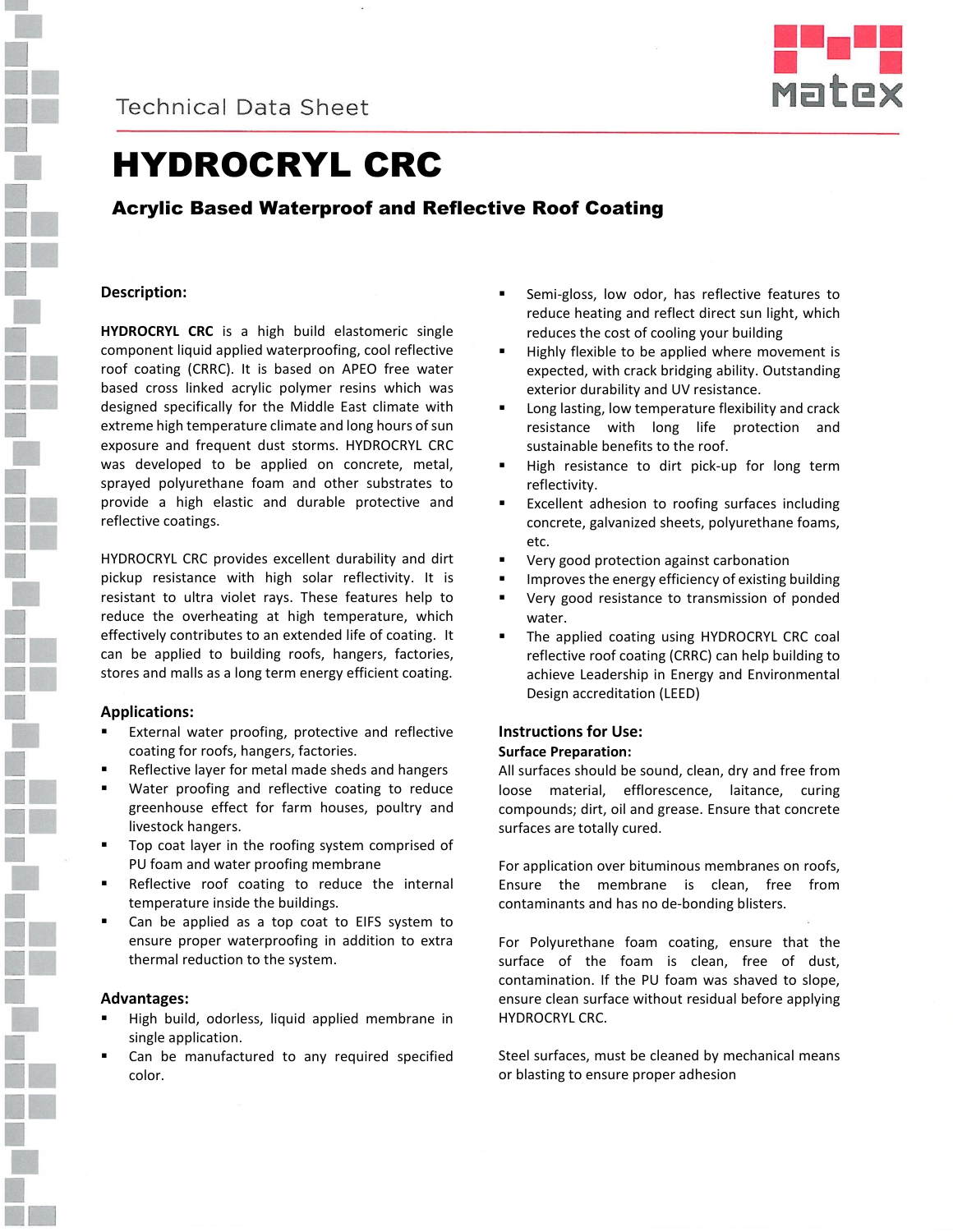Technical Data Sheet

# HYDROCRYL CRC

## Acrylic Based Waterproof and Reflective Roof Coating

### Description:

**HYDROCRYL CRC** is a high build elastomeric single component liquid applied waterproofing, cool reflective roof coating (CRRC). It is based on APEO free water based cross linked acrylic polymer resins which was designed specifically for the Middle East climate with extreme high temperature climate and long hours of sun exposure and frequent dust storms. HYDROCRYL CRC was developed to be applied on concrete, metal, sprayed polyurethane foam and other substrates to provide a high elastic and durable protective and reflective coatings.

HYDROCRYL CRC provides excellent durability and dirt pickup resistance with high solar reflectivity. It is resistant to ultra violet rays. These features help to reduce the overheating at high temperature, which effectively contributes to an extended life of coating. It can be applied to building roofs, hangers, factories, stores and malls as a long term energy efficient coating.

### Applications:

- External water proofing, protective and reflective coating for roofs, hangers, factories.
- Reflective layer for metal made sheds and hangers
- Water proofing and reflective coating to reduce greenhouse effect for farm houses, poultry and livestock hangers.
- Top coat layer in the roofing system comprised of PU foam and water proofing membrane
- Reflective roof coating to reduce the internal temperature inside the buildings.
- Can be applied as a top coat to EIFS system to ensure proper waterproofing in addition to extra thermal reduction to the system.

### Advantages:

- High build, odorless, liquid applied membrane in single application.
- Can be manufactured to any required specified color.
- Semi-gloss, low odor, has reflective features to reduce heating and reflect direct sun light, which reduces the cost of cooling your building
- Highly flexible to be applied where movement is expected, with crack bridging ability. Outstanding exterior durability and UV resistance.
- Long lasting, low temperature flexibility and crack resistance with long life protection and sustainable benefits to the roof.
- High resistance to dirt pick-up for long term reflectivity.
- Excellent adhesion to roofing surfaces including concrete, galvanized sheets, polyurethane foams, etc.
- Very good protection against carbonation
- Improves the energy efficiency of existing building
- Very good resistance to transmission of ponded water.
- The applied coating using HYDROCRYL CRC coal reflective roof coating (CRRC) can help building to achieve Leadership in Energy and Environmental Design accreditation (LEED)

### Instructions for Use:

**Surface Preparation:**

All surfaces should be sound, clean, dry and free from loose material, efflorescence, laitance, curing compounds; dirt, oil and grease. Ensure that concrete surfaces are totally cured.

For application over bituminous membranes on roofs, Ensure the membrane is clean, free from contaminants and has no de-bonding blisters.

For Polyurethane foam coating, ensure that the surface of the foam is clean, free of dust, contamination. If the PU foam was shaved to slope, ensure clean surface without residual before applying HYDROCRYL CRC.

Steel surfaces, must be cleaned by mechanical means or blasting to ensure proper adhesion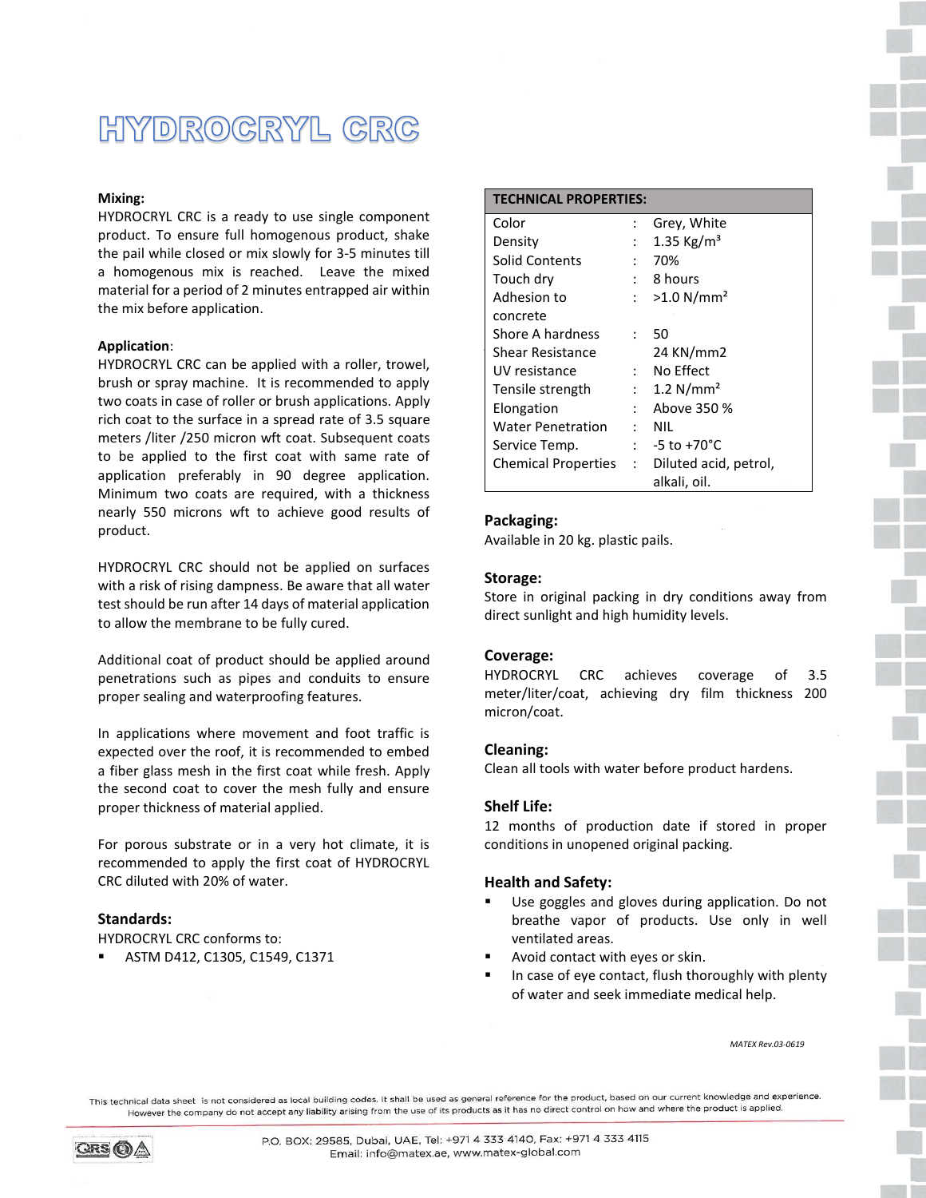# HYDROCRYL CRC

**Mixing:**

HYDROCRYL CRC is a ready to use single component product. To ensure full homogenous product, shake the pail while closed or mix slowly for 3-5 minutes till a homogenous mix is reached. Leave the mixed material for a period of 2 minutes entrapped air within the mix before application.

**Application**:

HYDROCRYL CRC can be applied with a roller, trowel, brush or spray machine. It is recommended to apply two coats in case of roller or brush applications. Apply rich coat to the surface in a spread rate of 3.5 square meters /liter /250 micron wft coat. Subsequent coats to be applied to the first coat with same rate of application preferably in 90 degree application. Minimum two coats are required, with a thickness nearly 550 microns wft to achieve good results of product.

HYDROCRYL CRC should not be applied on surfaces with a risk of rising dampness. Be aware that all water test should be run after 14 days of material application to allow the membrane to be fully cured.

Additional coat of product should be applied around penetrations such as pipes and conduits to ensure proper sealing and waterproofing features.

In applications where movement and foot traffic is expected over the roof, it is recommended to embed a fiber glass mesh in the first coat while fresh. Apply the second coat to cover the mesh fully and ensure proper thickness of material applied.

For porous substrate or in a very hot climate, it is recommended to apply the first coat of HYDROCRYL CRC diluted with 20% of water.

**Standards:**

HYDROCRYL CRC conforms to:

- ASTM D412, C1305, C1549, C1371

| TECHNICAL PROPERTIES: | | |
| --- | --- | --- |
| Color | : | Grey, White |
| Density | : | 1.35 Kg/m³ |
| Solid Contents | : | 70% |
| Touch dry | : | 8 hours |
| Adhesion to concrete | : | >1.0 N/mm² |
| Shore A hardness | : | 50 |
| Shear Resistance | | 24 KN/mm2 |
| UV resistance | : | No Effect |
| Tensile strength | : | 1.2 N/mm² |
| Elongation | : | Above 350 % |
| Water Penetration | : | NIL |
| Service Temp. | : | -5 to +70°C |
| Chemical Properties | : | Diluted acid, petrol, alkali, oil. |

**Packaging:**

Available in 20 kg. plastic pails.

**Storage:**

Store in original packing in dry conditions away from direct sunlight and high humidity levels.

**Coverage:**

HYDROCRYL CRC achieves coverage of 3.5 meter/liter/coat, achieving dry film thickness 200 micron/coat.

**Cleaning:**

Clean all tools with water before product hardens.

**Shelf Life:**

12 months of production date if stored in proper conditions in unopened original packing.

**Health and Safety:**

- Use goggles and gloves during application. Do not breathe vapor of products. Use only in well ventilated areas.
- Avoid contact with eyes or skin.
- In case of eye contact, flush thoroughly with plenty of water and seek immediate medical help.

*MATEX Rev.03-0619*

This technical data sheet is not considered as local building codes. It shall be used as general reference for the product, based on our current knowledge and experience. However the company do not accept any liability arising from the use of its products as it has no direct control on how and where the product is applied.

P.O. BOX: 29585, Dubai, UAE, Tel: +971 4 333 4140, Fax: +971 4 333 4115
Email: info@matex.ae, www.matex-global.com